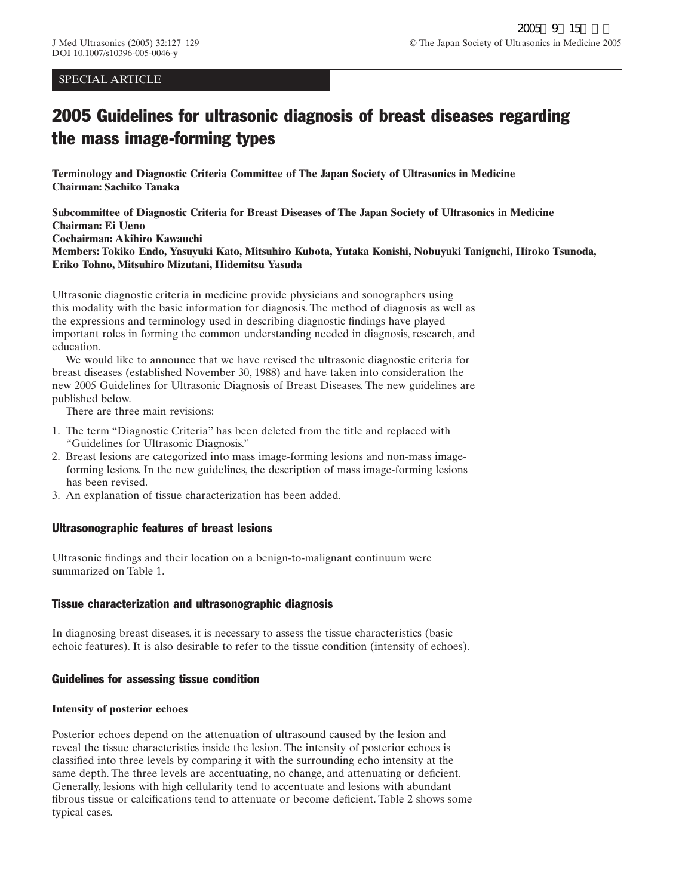SPECIAL ARTICLE

# 2005 Guidelines for ultrasonic diagnosis of breast diseases regarding the mass image-forming types

**Terminology and Diagnostic Criteria Committee of The Japan Society of Ultrasonics in Medicine**
**Chairman: Sachiko Tanaka**

**Subcommittee of Diagnostic Criteria for Breast Diseases of The Japan Society of Ultrasonics in Medicine**
**Chairman: Ei Ueno**
**Cochairman: Akihiro Kawauchi**
**Members: Tokiko Endo, Yasuyuki Kato, Mitsuhiro Kubota, Yutaka Konishi, Nobuyuki Taniguchi, Hiroko Tsunoda, Eriko Tohno, Mitsuhiro Mizutani, Hidemitsu Yasuda**

Ultrasonic diagnostic criteria in medicine provide physicians and sonographers using this modality with the basic information for diagnosis. The method of diagnosis as well as the expressions and terminology used in describing diagnostic findings have played important roles in forming the common understanding needed in diagnosis, research, and education.

We would like to announce that we have revised the ultrasonic diagnostic criteria for breast diseases (established November 30, 1988) and have taken into consideration the new 2005 Guidelines for Ultrasonic Diagnosis of Breast Diseases. The new guidelines are published below.

There are three main revisions:

1. The term "Diagnostic Criteria" has been deleted from the title and replaced with "Guidelines for Ultrasonic Diagnosis."
2. Breast lesions are categorized into mass image-forming lesions and non-mass image-forming lesions. In the new guidelines, the description of mass image-forming lesions has been revised.
3. An explanation of tissue characterization has been added.

## Ultrasonographic features of breast lesions

Ultrasonic findings and their location on a benign-to-malignant continuum were summarized on Table 1.

## Tissue characterization and ultrasonographic diagnosis

In diagnosing breast diseases, it is necessary to assess the tissue characteristics (basic echoic features). It is also desirable to refer to the tissue condition (intensity of echoes).

## Guidelines for assessing tissue condition

### Intensity of posterior echoes

Posterior echoes depend on the attenuation of ultrasound caused by the lesion and reveal the tissue characteristics inside the lesion. The intensity of posterior echoes is classified into three levels by comparing it with the surrounding echo intensity at the same depth. The three levels are accentuating, no change, and attenuating or deficient. Generally, lesions with high cellularity tend to accentuate and lesions with abundant fibrous tissue or calcifications tend to attenuate or become deficient. Table 2 shows some typical cases.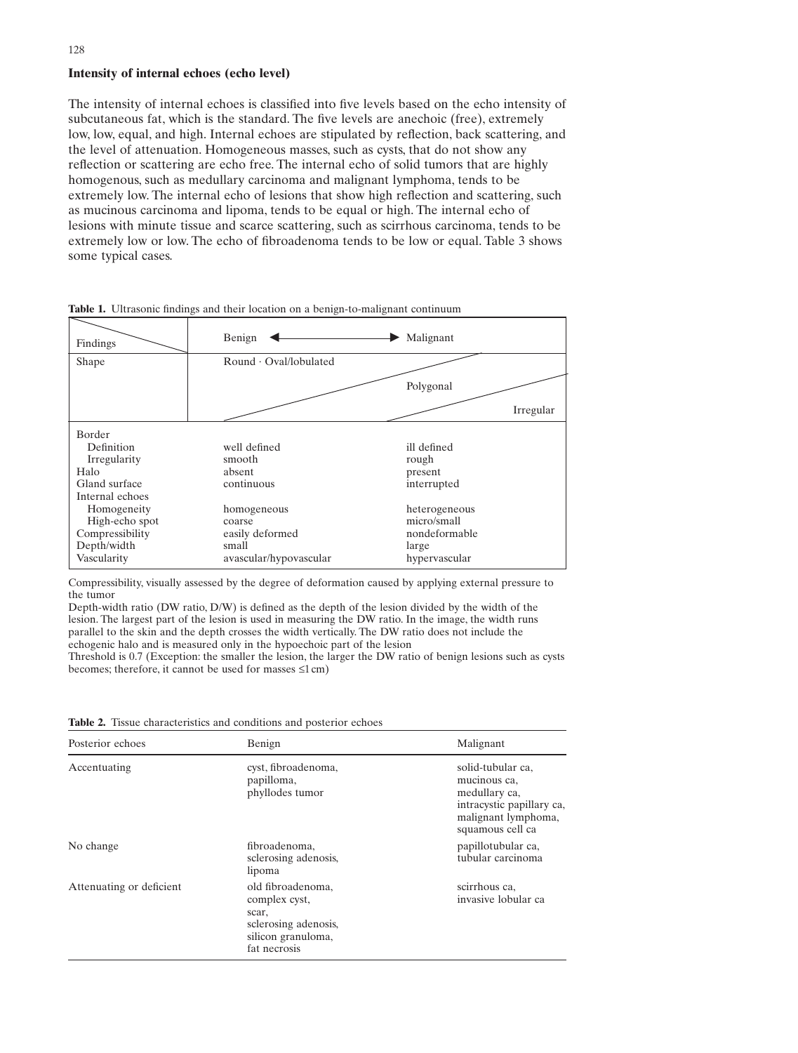### Intensity of internal echoes (echo level)

The intensity of internal echoes is classified into five levels based on the echo intensity of subcutaneous fat, which is the standard. The five levels are anechoic (free), extremely low, low, equal, and high. Internal echoes are stipulated by reflection, back scattering, and the level of attenuation. Homogeneous masses, such as cysts, that do not show any reflection or scattering are echo free. The internal echo of solid tumors that are highly homogenous, such as medullary carcinoma and malignant lymphoma, tends to be extremely low. The internal echo of lesions that show high reflection and scattering, such as mucinous carcinoma and lipoma, tends to be equal or high. The internal echo of lesions with minute tissue and scarce scattering, such as scirrhous carcinoma, tends to be extremely low or low. The echo of fibroadenoma tends to be low or equal. Table 3 shows some typical cases.

**Table 1.** Ultrasonic findings and their location on a benign-to-malignant continuum

| Findings | Benign ◄ | ► Malignant |
|---|---|---|
| Shape | Round · Oval/lobulated | Polygonal / Irregular |
| Border | | |
| Definition | well defined | ill defined |
| Irregularity | smooth | rough |
| Halo | absent | present |
| Gland surface | continuous | interrupted |
| Internal echoes | | |
| Homogeneity | homogeneous | heterogeneous |
| High-echo spot | coarse | micro/small |
| Compressibility | easily deformed | nondeformable |
| Depth/width | small | large |
| Vascularity | avascular/hypovascular | hypervascular |

Compressibility, visually assessed by the degree of deformation caused by applying external pressure to the tumor

Depth-width ratio (DW ratio, D/W) is defined as the depth of the lesion divided by the width of the lesion. The largest part of the lesion is used in measuring the DW ratio. In the image, the width runs parallel to the skin and the depth crosses the width vertically. The DW ratio does not include the echogenic halo and is measured only in the hypoechoic part of the lesion

Threshold is 0.7 (Exception: the smaller the lesion, the larger the DW ratio of benign lesions such as cysts becomes; therefore, it cannot be used for masses ≤1 cm)

**Table 2.** Tissue characteristics and conditions and posterior echoes

| Posterior echoes | Benign | Malignant |
|---|---|---|
| Accentuating | cyst, fibroadenoma, papilloma, phyllodes tumor | solid-tubular ca, mucinous ca, medullary ca, intracystic papillary ca, malignant lymphoma, squamous cell ca |
| No change | fibroadenoma, sclerosing adenosis, lipoma | papillotubular ca, tubular carcinoma |
| Attenuating or deficient | old fibroadenoma, complex cyst, scar, sclerosing adenosis, silicon granuloma, fat necrosis | scirrhous ca, invasive lobular ca |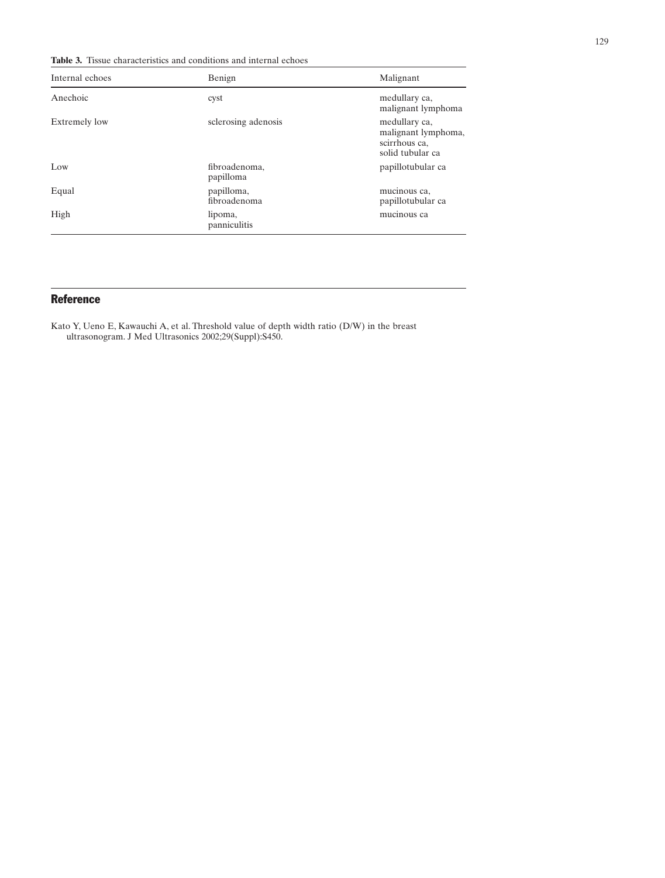**Table 3.** Tissue characteristics and conditions and internal echoes

| Internal echoes | Benign | Malignant |
|---|---|---|
| Anechoic | cyst | medullary ca, malignant lymphoma |
| Extremely low | sclerosing adenosis | medullary ca, malignant lymphoma, scirrhous ca, solid tubular ca |
| Low | fibroadenoma, papilloma | papillotubular ca |
| Equal | papilloma, fibroadenoma | mucinous ca, papillotubular ca |
| High | lipoma, panniculitis | mucinous ca |

## Reference

Kato Y, Ueno E, Kawauchi A, et al. Threshold value of depth width ratio (D/W) in the breast ultrasonogram. J Med Ultrasonics 2002;29(Suppl):S450.